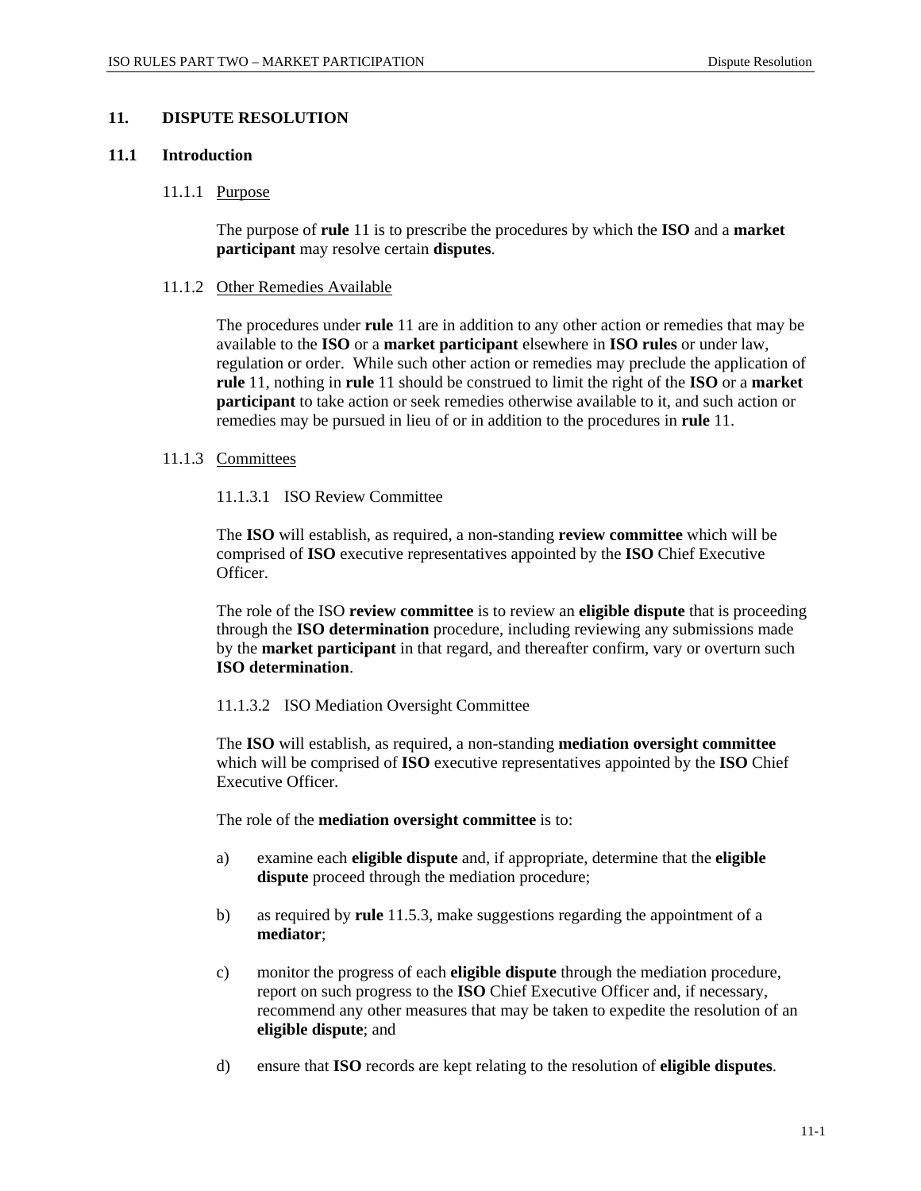## 11. DISPUTE RESOLUTION

### 11.1 Introduction

11.1.1 Purpose

The purpose of **rule** 11 is to prescribe the procedures by which the **ISO** and a **market participant** may resolve certain **disputes**.

11.1.2 Other Remedies Available

The procedures under **rule** 11 are in addition to any other action or remedies that may be available to the **ISO** or a **market participant** elsewhere in **ISO rules** or under law, regulation or order. While such other action or remedies may preclude the application of **rule** 11, nothing in **rule** 11 should be construed to limit the right of the **ISO** or a **market participant** to take action or seek remedies otherwise available to it, and such action or remedies may be pursued in lieu of or in addition to the procedures in **rule** 11.

11.1.3 Committees

11.1.3.1 ISO Review Committee

The **ISO** will establish, as required, a non-standing **review committee** which will be comprised of **ISO** executive representatives appointed by the **ISO** Chief Executive Officer.

The role of the ISO **review committee** is to review an **eligible dispute** that is proceeding through the **ISO determination** procedure, including reviewing any submissions made by the **market participant** in that regard, and thereafter confirm, vary or overturn such **ISO determination**.

11.1.3.2 ISO Mediation Oversight Committee

The **ISO** will establish, as required, a non-standing **mediation oversight committee** which will be comprised of **ISO** executive representatives appointed by the **ISO** Chief Executive Officer.

The role of the **mediation oversight committee** is to:

a) examine each **eligible dispute** and, if appropriate, determine that the **eligible dispute** proceed through the mediation procedure;

b) as required by **rule** 11.5.3, make suggestions regarding the appointment of a **mediator**;

c) monitor the progress of each **eligible dispute** through the mediation procedure, report on such progress to the **ISO** Chief Executive Officer and, if necessary, recommend any other measures that may be taken to expedite the resolution of an **eligible dispute**; and

d) ensure that **ISO** records are kept relating to the resolution of **eligible disputes**.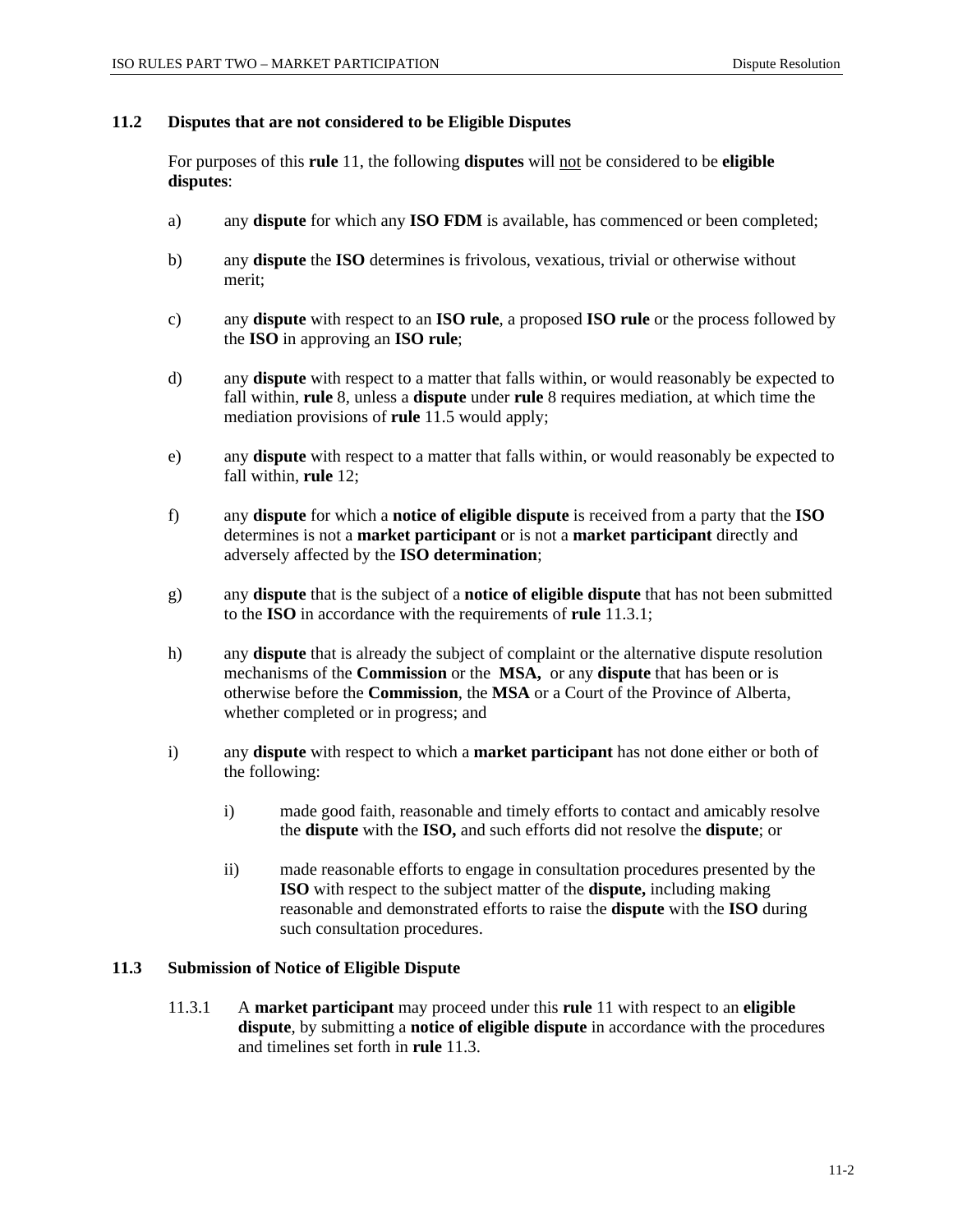### 11.2 Disputes that are not considered to be Eligible Disputes

For purposes of this **rule** 11, the following **disputes** will not be considered to be **eligible disputes**:

a) any **dispute** for which any **ISO FDM** is available, has commenced or been completed;

b) any **dispute** the **ISO** determines is frivolous, vexatious, trivial or otherwise without merit;

c) any **dispute** with respect to an **ISO rule**, a proposed **ISO rule** or the process followed by the **ISO** in approving an **ISO rule**;

d) any **dispute** with respect to a matter that falls within, or would reasonably be expected to fall within, **rule** 8, unless a **dispute** under **rule** 8 requires mediation, at which time the mediation provisions of **rule** 11.5 would apply;

e) any **dispute** with respect to a matter that falls within, or would reasonably be expected to fall within, **rule** 12;

f) any **dispute** for which a **notice of eligible dispute** is received from a party that the **ISO** determines is not a **market participant** or is not a **market participant** directly and adversely affected by the **ISO determination**;

g) any **dispute** that is the subject of a **notice of eligible dispute** that has not been submitted to the **ISO** in accordance with the requirements of **rule** 11.3.1;

h) any **dispute** that is already the subject of complaint or the alternative dispute resolution mechanisms of the **Commission** or the **MSA,** or any **dispute** that has been or is otherwise before the **Commission**, the **MSA** or a Court of the Province of Alberta, whether completed or in progress; and

i) any **dispute** with respect to which a **market participant** has not done either or both of the following:

    i) made good faith, reasonable and timely efforts to contact and amicably resolve the **dispute** with the **ISO,** and such efforts did not resolve the **dispute**; or

    ii) made reasonable efforts to engage in consultation procedures presented by the **ISO** with respect to the subject matter of the **dispute,** including making reasonable and demonstrated efforts to raise the **dispute** with the **ISO** during such consultation procedures.

### 11.3 Submission of Notice of Eligible Dispute

11.3.1 A **market participant** may proceed under this **rule** 11 with respect to an **eligible dispute**, by submitting a **notice of eligible dispute** in accordance with the procedures and timelines set forth in **rule** 11.3.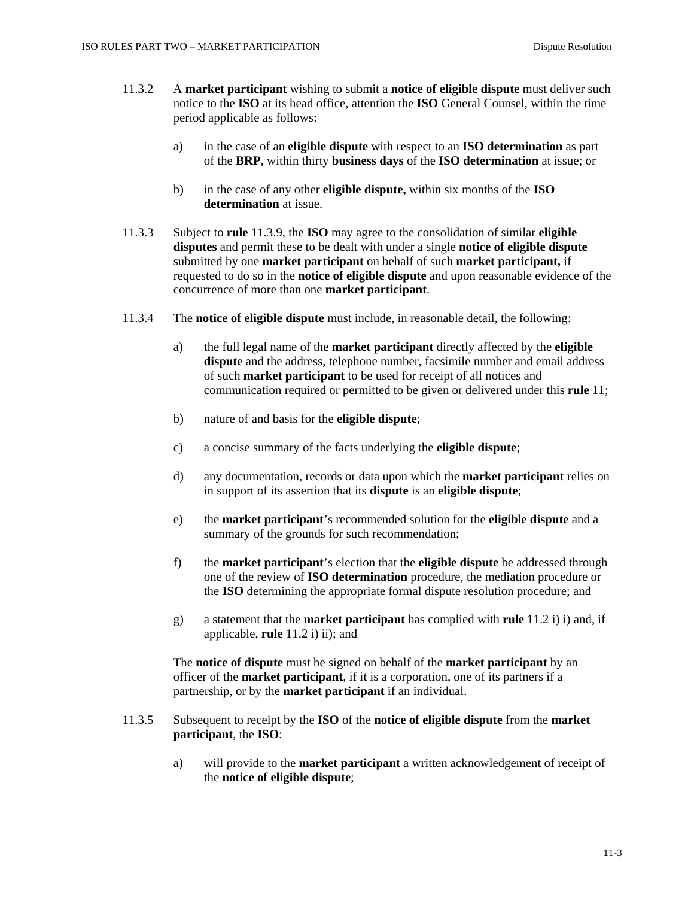11.3.2 A **market participant** wishing to submit a **notice of eligible dispute** must deliver such notice to the **ISO** at its head office, attention the **ISO** General Counsel, within the time period applicable as follows:

a) in the case of an **eligible dispute** with respect to an **ISO determination** as part of the **BRP,** within thirty **business days** of the **ISO determination** at issue; or

b) in the case of any other **eligible dispute,** within six months of the **ISO determination** at issue.

11.3.3 Subject to **rule** 11.3.9, the **ISO** may agree to the consolidation of similar **eligible disputes** and permit these to be dealt with under a single **notice of eligible dispute** submitted by one **market participant** on behalf of such **market participant,** if requested to do so in the **notice of eligible dispute** and upon reasonable evidence of the concurrence of more than one **market participant**.

11.3.4 The **notice of eligible dispute** must include, in reasonable detail, the following:

a) the full legal name of the **market participant** directly affected by the **eligible dispute** and the address, telephone number, facsimile number and email address of such **market participant** to be used for receipt of all notices and communication required or permitted to be given or delivered under this **rule** 11;

b) nature of and basis for the **eligible dispute**;

c) a concise summary of the facts underlying the **eligible dispute**;

d) any documentation, records or data upon which the **market participant** relies on in support of its assertion that its **dispute** is an **eligible dispute**;

e) the **market participant**'s recommended solution for the **eligible dispute** and a summary of the grounds for such recommendation;

f) the **market participant**'s election that the **eligible dispute** be addressed through one of the review of **ISO determination** procedure, the mediation procedure or the **ISO** determining the appropriate formal dispute resolution procedure; and

g) a statement that the **market participant** has complied with **rule** 11.2 i) i) and, if applicable, **rule** 11.2 i) ii); and

The **notice of dispute** must be signed on behalf of the **market participant** by an officer of the **market participant**, if it is a corporation, one of its partners if a partnership, or by the **market participant** if an individual.

11.3.5 Subsequent to receipt by the **ISO** of the **notice of eligible dispute** from the **market participant**, the **ISO**:

a) will provide to the **market participant** a written acknowledgement of receipt of the **notice of eligible dispute**;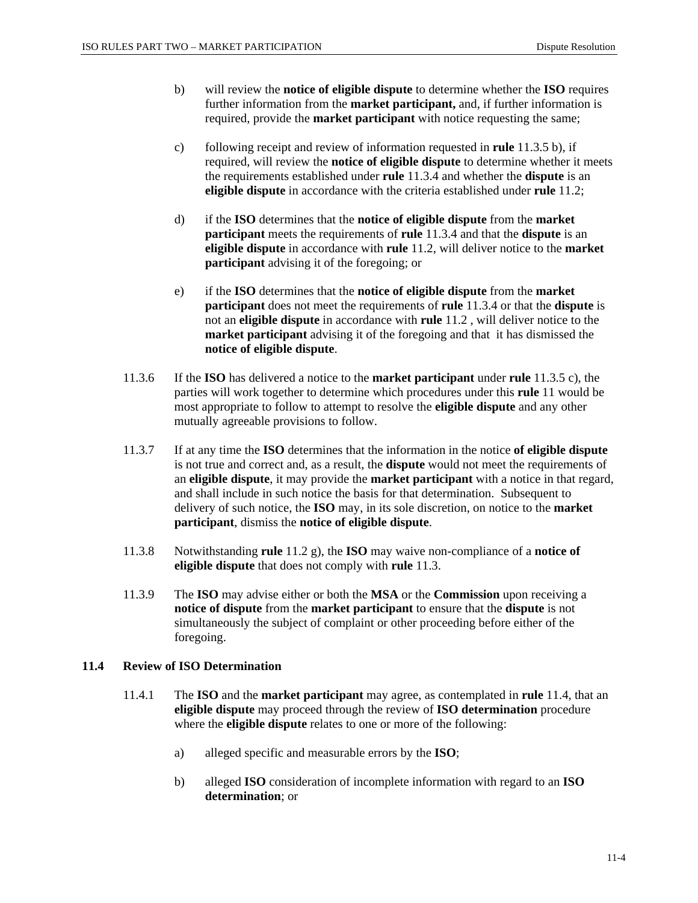b) will review the **notice of eligible dispute** to determine whether the **ISO** requires further information from the **market participant,** and, if further information is required, provide the **market participant** with notice requesting the same;

c) following receipt and review of information requested in **rule** 11.3.5 b), if required, will review the **notice of eligible dispute** to determine whether it meets the requirements established under **rule** 11.3.4 and whether the **dispute** is an **eligible dispute** in accordance with the criteria established under **rule** 11.2;

d) if the **ISO** determines that the **notice of eligible dispute** from the **market participant** meets the requirements of **rule** 11.3.4 and that the **dispute** is an **eligible dispute** in accordance with **rule** 11.2, will deliver notice to the **market participant** advising it of the foregoing; or

e) if the **ISO** determines that the **notice of eligible dispute** from the **market participant** does not meet the requirements of **rule** 11.3.4 or that the **dispute** is not an **eligible dispute** in accordance with **rule** 11.2 , will deliver notice to the **market participant** advising it of the foregoing and that it has dismissed the **notice of eligible dispute**.

11.3.6 If the **ISO** has delivered a notice to the **market participant** under **rule** 11.3.5 c), the parties will work together to determine which procedures under this **rule** 11 would be most appropriate to follow to attempt to resolve the **eligible dispute** and any other mutually agreeable provisions to follow.

11.3.7 If at any time the **ISO** determines that the information in the notice **of eligible dispute** is not true and correct and, as a result, the **dispute** would not meet the requirements of an **eligible dispute**, it may provide the **market participant** with a notice in that regard, and shall include in such notice the basis for that determination. Subsequent to delivery of such notice, the **ISO** may, in its sole discretion, on notice to the **market participant**, dismiss the **notice of eligible dispute**.

11.3.8 Notwithstanding **rule** 11.2 g), the **ISO** may waive non-compliance of a **notice of eligible dispute** that does not comply with **rule** 11.3.

11.3.9 The **ISO** may advise either or both the **MSA** or the **Commission** upon receiving a **notice of dispute** from the **market participant** to ensure that the **dispute** is not simultaneously the subject of complaint or other proceeding before either of the foregoing.

## 11.4 Review of ISO Determination

11.4.1 The **ISO** and the **market participant** may agree, as contemplated in **rule** 11.4, that an **eligible dispute** may proceed through the review of **ISO determination** procedure where the **eligible dispute** relates to one or more of the following:

a) alleged specific and measurable errors by the **ISO**;

b) alleged **ISO** consideration of incomplete information with regard to an **ISO determination**; or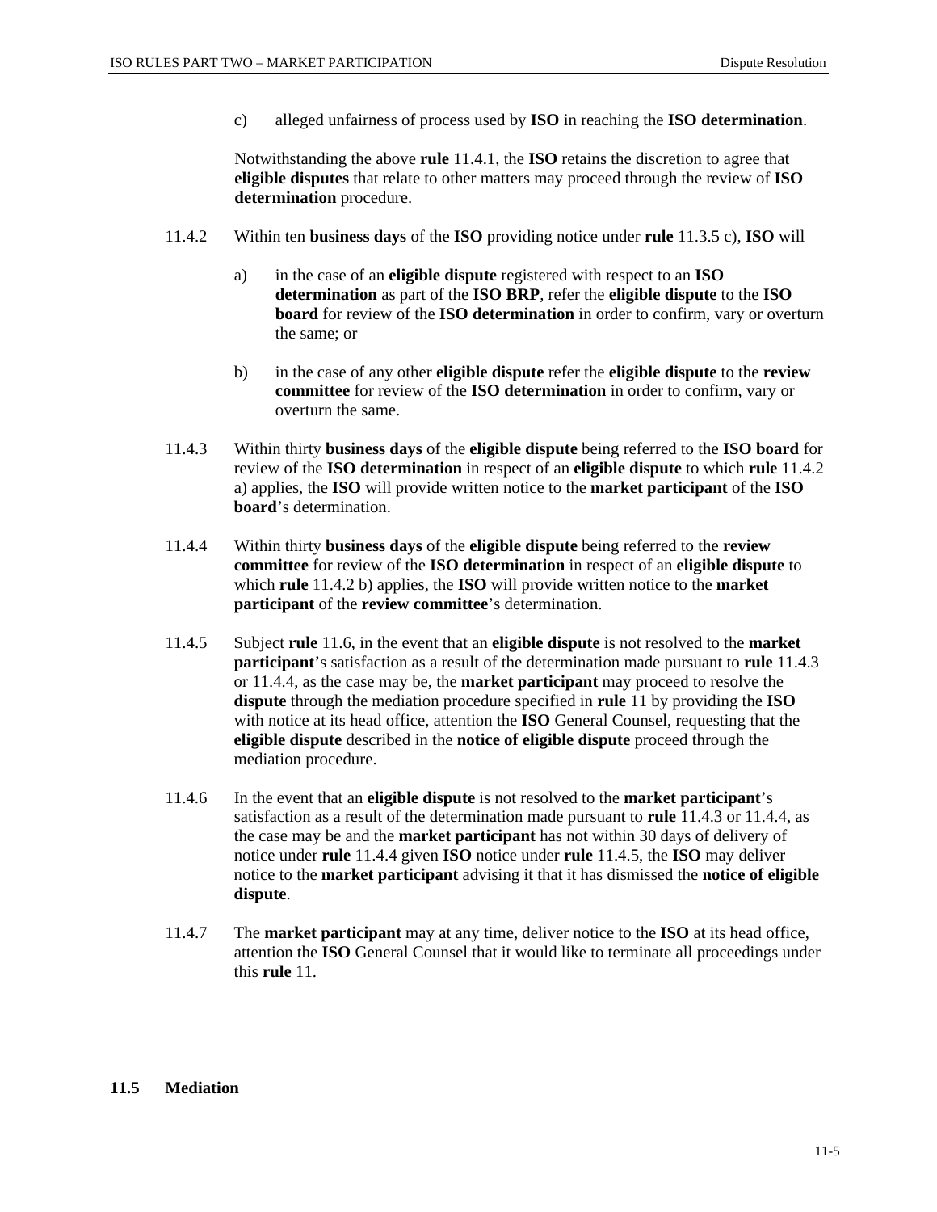c) alleged unfairness of process used by **ISO** in reaching the **ISO determination**.

Notwithstanding the above **rule** 11.4.1, the **ISO** retains the discretion to agree that **eligible disputes** that relate to other matters may proceed through the review of **ISO determination** procedure.

11.4.2 Within ten **business days** of the **ISO** providing notice under **rule** 11.3.5 c), **ISO** will

a) in the case of an **eligible dispute** registered with respect to an **ISO determination** as part of the **ISO BRP**, refer the **eligible dispute** to the **ISO board** for review of the **ISO determination** in order to confirm, vary or overturn the same; or

b) in the case of any other **eligible dispute** refer the **eligible dispute** to the **review committee** for review of the **ISO determination** in order to confirm, vary or overturn the same.

11.4.3 Within thirty **business days** of the **eligible dispute** being referred to the **ISO board** for review of the **ISO determination** in respect of an **eligible dispute** to which **rule** 11.4.2 a) applies, the **ISO** will provide written notice to the **market participant** of the **ISO board**'s determination.

11.4.4 Within thirty **business days** of the **eligible dispute** being referred to the **review committee** for review of the **ISO determination** in respect of an **eligible dispute** to which **rule** 11.4.2 b) applies, the **ISO** will provide written notice to the **market participant** of the **review committee**'s determination.

11.4.5 Subject **rule** 11.6, in the event that an **eligible dispute** is not resolved to the **market participant**'s satisfaction as a result of the determination made pursuant to **rule** 11.4.3 or 11.4.4, as the case may be, the **market participant** may proceed to resolve the **dispute** through the mediation procedure specified in **rule** 11 by providing the **ISO** with notice at its head office, attention the **ISO** General Counsel, requesting that the **eligible dispute** described in the **notice of eligible dispute** proceed through the mediation procedure.

11.4.6 In the event that an **eligible dispute** is not resolved to the **market participant**'s satisfaction as a result of the determination made pursuant to **rule** 11.4.3 or 11.4.4, as the case may be and the **market participant** has not within 30 days of delivery of notice under **rule** 11.4.4 given **ISO** notice under **rule** 11.4.5, the **ISO** may deliver notice to the **market participant** advising it that it has dismissed the **notice of eligible dispute**.

11.4.7 The **market participant** may at any time, deliver notice to the **ISO** at its head office, attention the **ISO** General Counsel that it would like to terminate all proceedings under this **rule** 11.

## 11.5 Mediation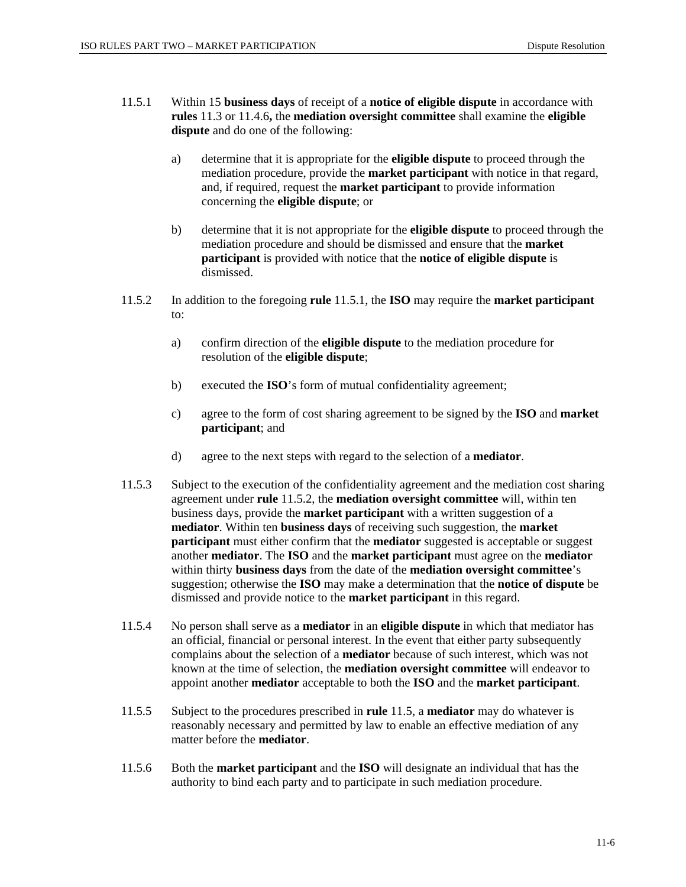11.5.1 Within 15 **business days** of receipt of a **notice of eligible dispute** in accordance with **rules** 11.3 or 11.4.6**,** the **mediation oversight committee** shall examine the **eligible dispute** and do one of the following:

a) determine that it is appropriate for the **eligible dispute** to proceed through the mediation procedure, provide the **market participant** with notice in that regard, and, if required, request the **market participant** to provide information concerning the **eligible dispute**; or

b) determine that it is not appropriate for the **eligible dispute** to proceed through the mediation procedure and should be dismissed and ensure that the **market participant** is provided with notice that the **notice of eligible dispute** is dismissed.

11.5.2 In addition to the foregoing **rule** 11.5.1, the **ISO** may require the **market participant** to:

a) confirm direction of the **eligible dispute** to the mediation procedure for resolution of the **eligible dispute**;

b) executed the **ISO**'s form of mutual confidentiality agreement;

c) agree to the form of cost sharing agreement to be signed by the **ISO** and **market participant**; and

d) agree to the next steps with regard to the selection of a **mediator**.

11.5.3 Subject to the execution of the confidentiality agreement and the mediation cost sharing agreement under **rule** 11.5.2, the **mediation oversight committee** will, within ten business days, provide the **market participant** with a written suggestion of a **mediator**. Within ten **business days** of receiving such suggestion, the **market participant** must either confirm that the **mediator** suggested is acceptable or suggest another **mediator**. The **ISO** and the **market participant** must agree on the **mediator** within thirty **business days** from the date of the **mediation oversight committee**'s suggestion; otherwise the **ISO** may make a determination that the **notice of dispute** be dismissed and provide notice to the **market participant** in this regard.

11.5.4 No person shall serve as a **mediator** in an **eligible dispute** in which that mediator has an official, financial or personal interest. In the event that either party subsequently complains about the selection of a **mediator** because of such interest, which was not known at the time of selection, the **mediation oversight committee** will endeavor to appoint another **mediator** acceptable to both the **ISO** and the **market participant**.

11.5.5 Subject to the procedures prescribed in **rule** 11.5, a **mediator** may do whatever is reasonably necessary and permitted by law to enable an effective mediation of any matter before the **mediator**.

11.5.6 Both the **market participant** and the **ISO** will designate an individual that has the authority to bind each party and to participate in such mediation procedure.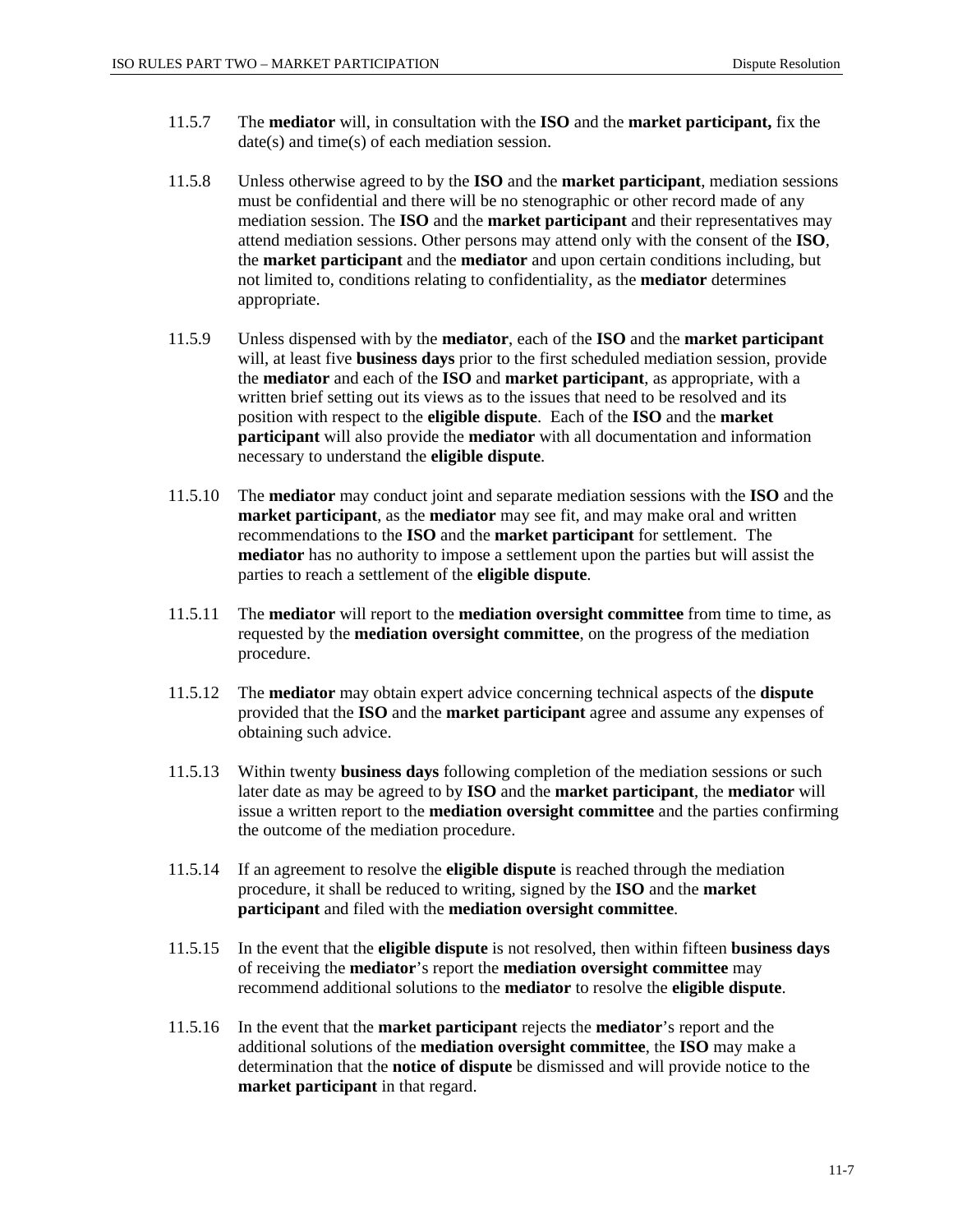11.5.7 The **mediator** will, in consultation with the **ISO** and the **market participant,** fix the date(s) and time(s) of each mediation session.

11.5.8 Unless otherwise agreed to by the **ISO** and the **market participant**, mediation sessions must be confidential and there will be no stenographic or other record made of any mediation session. The **ISO** and the **market participant** and their representatives may attend mediation sessions. Other persons may attend only with the consent of the **ISO**, the **market participant** and the **mediator** and upon certain conditions including, but not limited to, conditions relating to confidentiality, as the **mediator** determines appropriate.

11.5.9 Unless dispensed with by the **mediator**, each of the **ISO** and the **market participant** will, at least five **business days** prior to the first scheduled mediation session, provide the **mediator** and each of the **ISO** and **market participant**, as appropriate, with a written brief setting out its views as to the issues that need to be resolved and its position with respect to the **eligible dispute**. Each of the **ISO** and the **market participant** will also provide the **mediator** with all documentation and information necessary to understand the **eligible dispute**.

11.5.10 The **mediator** may conduct joint and separate mediation sessions with the **ISO** and the **market participant**, as the **mediator** may see fit, and may make oral and written recommendations to the **ISO** and the **market participant** for settlement. The **mediator** has no authority to impose a settlement upon the parties but will assist the parties to reach a settlement of the **eligible dispute**.

11.5.11 The **mediator** will report to the **mediation oversight committee** from time to time, as requested by the **mediation oversight committee**, on the progress of the mediation procedure.

11.5.12 The **mediator** may obtain expert advice concerning technical aspects of the **dispute** provided that the **ISO** and the **market participant** agree and assume any expenses of obtaining such advice.

11.5.13 Within twenty **business days** following completion of the mediation sessions or such later date as may be agreed to by **ISO** and the **market participant**, the **mediator** will issue a written report to the **mediation oversight committee** and the parties confirming the outcome of the mediation procedure.

11.5.14 If an agreement to resolve the **eligible dispute** is reached through the mediation procedure, it shall be reduced to writing, signed by the **ISO** and the **market participant** and filed with the **mediation oversight committee**.

11.5.15 In the event that the **eligible dispute** is not resolved, then within fifteen **business days** of receiving the **mediator**'s report the **mediation oversight committee** may recommend additional solutions to the **mediator** to resolve the **eligible dispute**.

11.5.16 In the event that the **market participant** rejects the **mediator**'s report and the additional solutions of the **mediation oversight committee**, the **ISO** may make a determination that the **notice of dispute** be dismissed and will provide notice to the **market participant** in that regard.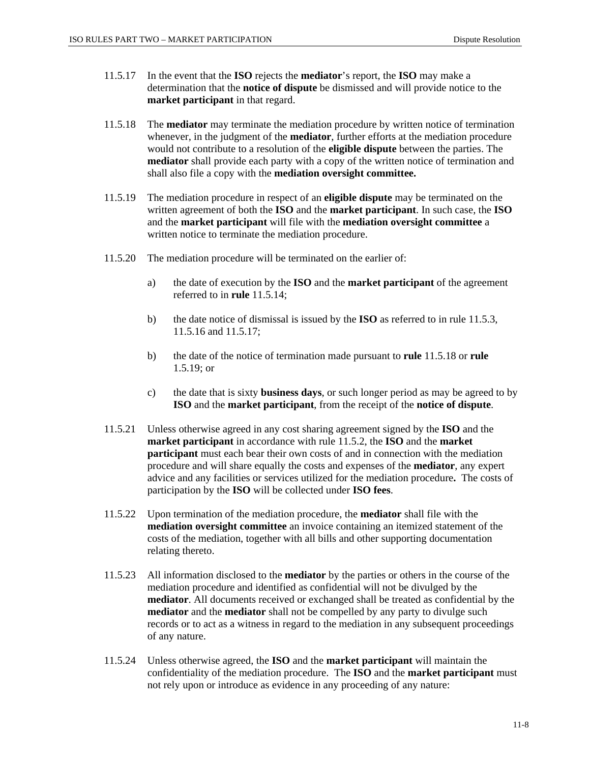11.5.17 In the event that the **ISO** rejects the **mediator**'s report, the **ISO** may make a determination that the **notice of dispute** be dismissed and will provide notice to the **market participant** in that regard.

11.5.18 The **mediator** may terminate the mediation procedure by written notice of termination whenever, in the judgment of the **mediator**, further efforts at the mediation procedure would not contribute to a resolution of the **eligible dispute** between the parties. The **mediator** shall provide each party with a copy of the written notice of termination and shall also file a copy with the **mediation oversight committee.**

11.5.19 The mediation procedure in respect of an **eligible dispute** may be terminated on the written agreement of both the **ISO** and the **market participant**. In such case, the **ISO** and the **market participant** will file with the **mediation oversight committee** a written notice to terminate the mediation procedure.

11.5.20 The mediation procedure will be terminated on the earlier of:

a) the date of execution by the **ISO** and the **market participant** of the agreement referred to in **rule** 11.5.14;

b) the date notice of dismissal is issued by the **ISO** as referred to in rule 11.5.3, 11.5.16 and 11.5.17;

b) the date of the notice of termination made pursuant to **rule** 11.5.18 or **rule** 1.5.19; or

c) the date that is sixty **business days**, or such longer period as may be agreed to by **ISO** and the **market participant**, from the receipt of the **notice of dispute**.

11.5.21 Unless otherwise agreed in any cost sharing agreement signed by the **ISO** and the **market participant** in accordance with rule 11.5.2, the **ISO** and the **market participant** must each bear their own costs of and in connection with the mediation procedure and will share equally the costs and expenses of the **mediator**, any expert advice and any facilities or services utilized for the mediation procedure**.** The costs of participation by the **ISO** will be collected under **ISO fees**.

11.5.22 Upon termination of the mediation procedure, the **mediator** shall file with the **mediation oversight committee** an invoice containing an itemized statement of the costs of the mediation, together with all bills and other supporting documentation relating thereto.

11.5.23 All information disclosed to the **mediator** by the parties or others in the course of the mediation procedure and identified as confidential will not be divulged by the **mediator**. All documents received or exchanged shall be treated as confidential by the **mediator** and the **mediator** shall not be compelled by any party to divulge such records or to act as a witness in regard to the mediation in any subsequent proceedings of any nature.

11.5.24 Unless otherwise agreed, the **ISO** and the **market participant** will maintain the confidentiality of the mediation procedure. The **ISO** and the **market participant** must not rely upon or introduce as evidence in any proceeding of any nature: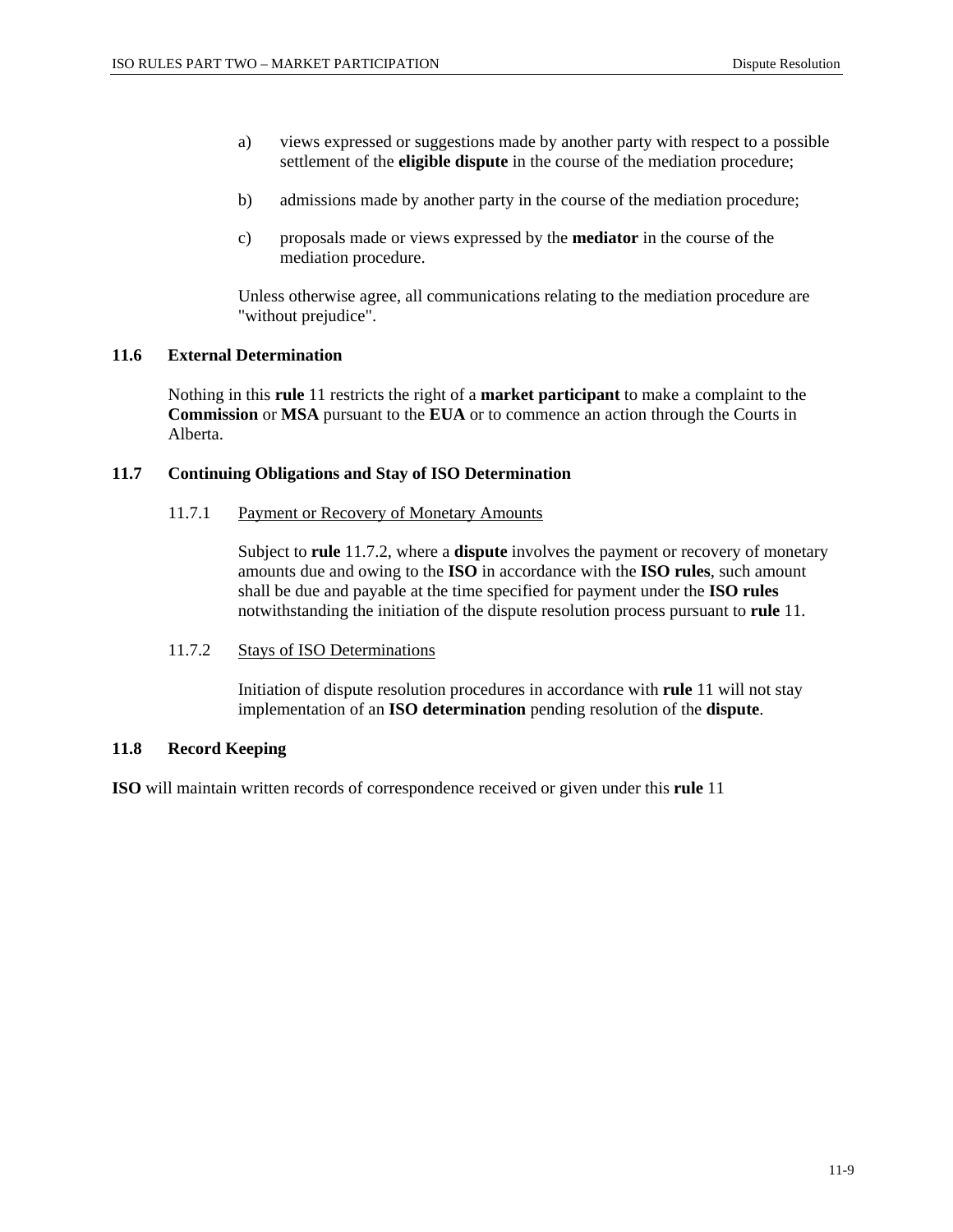a) views expressed or suggestions made by another party with respect to a possible settlement of the **eligible dispute** in the course of the mediation procedure;

b) admissions made by another party in the course of the mediation procedure;

c) proposals made or views expressed by the **mediator** in the course of the mediation procedure.

Unless otherwise agree, all communications relating to the mediation procedure are "without prejudice".

### 11.6 External Determination

Nothing in this **rule** 11 restricts the right of a **market participant** to make a complaint to the **Commission** or **MSA** pursuant to the **EUA** or to commence an action through the Courts in Alberta.

### 11.7 Continuing Obligations and Stay of ISO Determination

#### 11.7.1 Payment or Recovery of Monetary Amounts

Subject to **rule** 11.7.2, where a **dispute** involves the payment or recovery of monetary amounts due and owing to the **ISO** in accordance with the **ISO rules**, such amount shall be due and payable at the time specified for payment under the **ISO rules** notwithstanding the initiation of the dispute resolution process pursuant to **rule** 11.

#### 11.7.2 Stays of ISO Determinations

Initiation of dispute resolution procedures in accordance with **rule** 11 will not stay implementation of an **ISO determination** pending resolution of the **dispute**.

### 11.8 Record Keeping

**ISO** will maintain written records of correspondence received or given under this **rule** 11